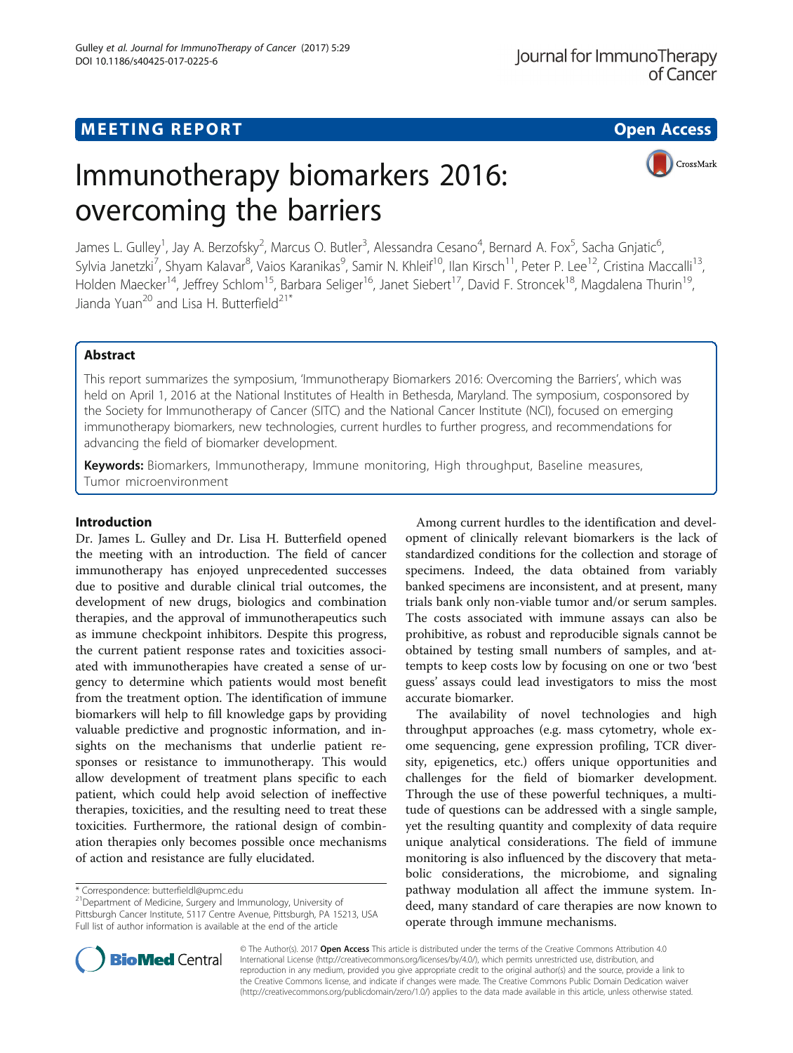MEETING REPORT

Open Access

# Immunotherapy biomarkers 2016: overcoming the barriers

James L. Gulley[1], Jay A. Berzofsky[2], Marcus O. Butler[3], Alessandra Cesano[4], Bernard A. Fox[5], Sacha Gnjatic[6], Sylvia Janetzki[7], Shyam Kalavar[8], Vaios Karanikas[9], Samir N. Khleif[10], Ilan Kirsch[11], Peter P. Lee[12], Cristina Maccalli[13], Holden Maecker[14], Jeffrey Schlom[15], Barbara Seliger[16], Janet Siebert[17], David F. Stroncek[18], Magdalena Thurin[19], Jianda Yuan[20] and Lisa H. Butterfield[21*]

## Abstract

This report summarizes the symposium, 'Immunotherapy Biomarkers 2016: Overcoming the Barriers', which was held on April 1, 2016 at the National Institutes of Health in Bethesda, Maryland. The symposium, cosponsored by the Society for Immunotherapy of Cancer (SITC) and the National Cancer Institute (NCI), focused on emerging immunotherapy biomarkers, new technologies, current hurdles to further progress, and recommendations for advancing the field of biomarker development.

**Keywords:** Biomarkers, Immunotherapy, Immune monitoring, High throughput, Baseline measures, Tumor microenvironment

## Introduction

Dr. James L. Gulley and Dr. Lisa H. Butterfield opened the meeting with an introduction. The field of cancer immunotherapy has enjoyed unprecedented successes due to positive and durable clinical trial outcomes, the development of new drugs, biologics and combination therapies, and the approval of immunotherapeutics such as immune checkpoint inhibitors. Despite this progress, the current patient response rates and toxicities associated with immunotherapies have created a sense of urgency to determine which patients would most benefit from the treatment option. The identification of immune biomarkers will help to fill knowledge gaps by providing valuable predictive and prognostic information, and insights on the mechanisms that underlie patient responses or resistance to immunotherapy. This would allow development of treatment plans specific to each patient, which could help avoid selection of ineffective therapies, toxicities, and the resulting need to treat these toxicities. Furthermore, the rational design of combination therapies only becomes possible once mechanisms of action and resistance are fully elucidated.

Among current hurdles to the identification and development of clinically relevant biomarkers is the lack of standardized conditions for the collection and storage of specimens. Indeed, the data obtained from variably banked specimens are inconsistent, and at present, many trials bank only non-viable tumor and/or serum samples. The costs associated with immune assays can also be prohibitive, as robust and reproducible signals cannot be obtained by testing small numbers of samples, and attempts to keep costs low by focusing on one or two 'best guess' assays could lead investigators to miss the most accurate biomarker.

The availability of novel technologies and high throughput approaches (e.g. mass cytometry, whole exome sequencing, gene expression profiling, TCR diversity, epigenetics, etc.) offers unique opportunities and challenges for the field of biomarker development. Through the use of these powerful techniques, a multitude of questions can be addressed with a single sample, yet the resulting quantity and complexity of data require unique analytical considerations. The field of immune monitoring is also influenced by the discovery that metabolic considerations, the microbiome, and signaling pathway modulation all affect the immune system. Indeed, many standard of care therapies are now known to operate through immune mechanisms.

\* Correspondence: butterfieldl@upmc.edu

[21]Department of Medicine, Surgery and Immunology, University of Pittsburgh Cancer Institute, 5117 Centre Avenue, Pittsburgh, PA 15213, USA

Full list of author information is available at the end of the article

© The Author(s). 2017 **Open Access** This article is distributed under the terms of the Creative Commons Attribution 4.0 International License (http://creativecommons.org/licenses/by/4.0/), which permits unrestricted use, distribution, and reproduction in any medium, provided you give appropriate credit to the original author(s) and the source, provide a link to the Creative Commons license, and indicate if changes were made. The Creative Commons Public Domain Dedication waiver (http://creativecommons.org/publicdomain/zero/1.0/) applies to the data made available in this article, unless otherwise stated.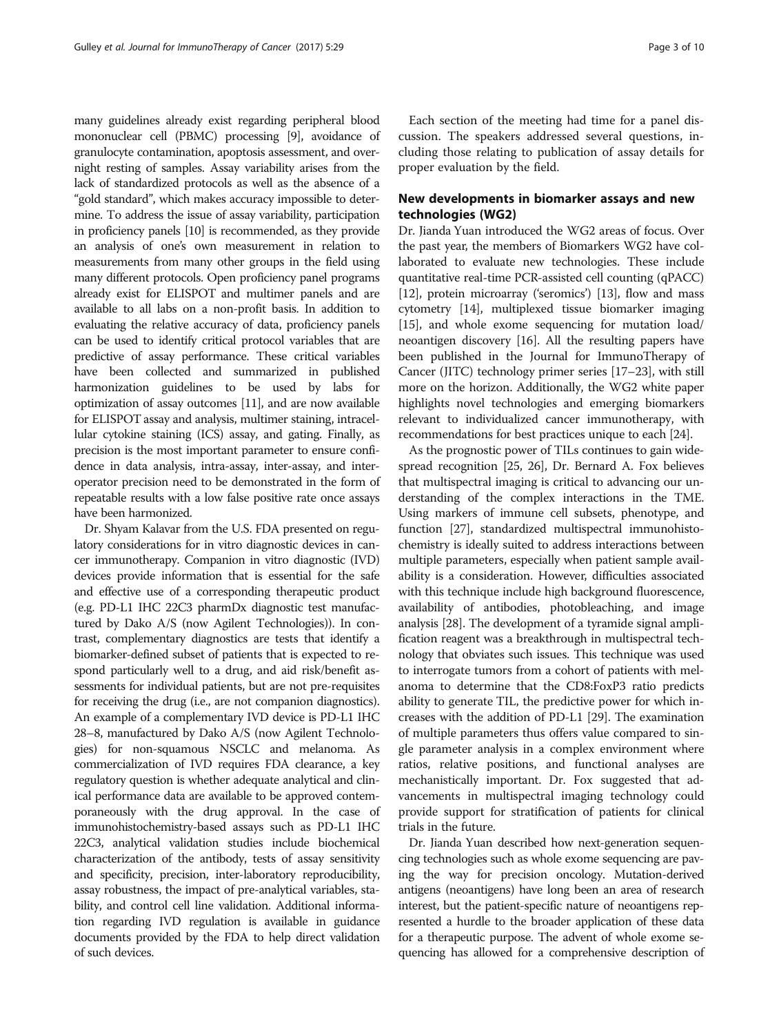many guidelines already exist regarding peripheral blood mononuclear cell (PBMC) processing [9], avoidance of granulocyte contamination, apoptosis assessment, and overnight resting of samples. Assay variability arises from the lack of standardized protocols as well as the absence of a "gold standard", which makes accuracy impossible to determine. To address the issue of assay variability, participation in proficiency panels [10] is recommended, as they provide an analysis of one's own measurement in relation to measurements from many other groups in the field using many different protocols. Open proficiency panel programs already exist for ELISPOT and multimer panels and are available to all labs on a non-profit basis. In addition to evaluating the relative accuracy of data, proficiency panels can be used to identify critical protocol variables that are predictive of assay performance. These critical variables have been collected and summarized in published harmonization guidelines to be used by labs for optimization of assay outcomes [11], and are now available for ELISPOT assay and analysis, multimer staining, intracellular cytokine staining (ICS) assay, and gating. Finally, as precision is the most important parameter to ensure confidence in data analysis, intra-assay, inter-assay, and inter-operator precision need to be demonstrated in the form of repeatable results with a low false positive rate once assays have been harmonized.

Dr. Shyam Kalavar from the U.S. FDA presented on regulatory considerations for in vitro diagnostic devices in cancer immunotherapy. Companion in vitro diagnostic (IVD) devices provide information that is essential for the safe and effective use of a corresponding therapeutic product (e.g. PD-L1 IHC 22C3 pharmDx diagnostic test manufactured by Dako A/S (now Agilent Technologies)). In contrast, complementary diagnostics are tests that identify a biomarker-defined subset of patients that is expected to respond particularly well to a drug, and aid risk/benefit assessments for individual patients, but are not pre-requisites for receiving the drug (i.e., are not companion diagnostics). An example of a complementary IVD device is PD-L1 IHC 28–8, manufactured by Dako A/S (now Agilent Technologies) for non-squamous NSCLC and melanoma. As commercialization of IVD requires FDA clearance, a key regulatory question is whether adequate analytical and clinical performance data are available to be approved contemporaneously with the drug approval. In the case of immunohistochemistry-based assays such as PD-L1 IHC 22C3, analytical validation studies include biochemical characterization of the antibody, tests of assay sensitivity and specificity, precision, inter-laboratory reproducibility, assay robustness, the impact of pre-analytical variables, stability, and control cell line validation. Additional information regarding IVD regulation is available in guidance documents provided by the FDA to help direct validation of such devices.

Each section of the meeting had time for a panel discussion. The speakers addressed several questions, including those relating to publication of assay details for proper evaluation by the field.

## New developments in biomarker assays and new technologies (WG2)

Dr. Jianda Yuan introduced the WG2 areas of focus. Over the past year, the members of Biomarkers WG2 have collaborated to evaluate new technologies. These include quantitative real-time PCR-assisted cell counting (qPACC) [12], protein microarray ('seromics') [13], flow and mass cytometry [14], multiplexed tissue biomarker imaging [15], and whole exome sequencing for mutation load/neoantigen discovery [16]. All the resulting papers have been published in the Journal for ImmunoTherapy of Cancer (JITC) technology primer series [17–23], with still more on the horizon. Additionally, the WG2 white paper highlights novel technologies and emerging biomarkers relevant to individualized cancer immunotherapy, with recommendations for best practices unique to each [24].

As the prognostic power of TILs continues to gain widespread recognition [25, 26], Dr. Bernard A. Fox believes that multispectral imaging is critical to advancing our understanding of the complex interactions in the TME. Using markers of immune cell subsets, phenotype, and function [27], standardized multispectral immunohistochemistry is ideally suited to address interactions between multiple parameters, especially when patient sample availability is a consideration. However, difficulties associated with this technique include high background fluorescence, availability of antibodies, photobleaching, and image analysis [28]. The development of a tyramide signal amplification reagent was a breakthrough in multispectral technology that obviates such issues. This technique was used to interrogate tumors from a cohort of patients with melanoma to determine that the CD8:FoxP3 ratio predicts ability to generate TIL, the predictive power for which increases with the addition of PD-L1 [29]. The examination of multiple parameters thus offers value compared to single parameter analysis in a complex environment where ratios, relative positions, and functional analyses are mechanistically important. Dr. Fox suggested that advancements in multispectral imaging technology could provide support for stratification of patients for clinical trials in the future.

Dr. Jianda Yuan described how next-generation sequencing technologies such as whole exome sequencing are paving the way for precision oncology. Mutation-derived antigens (neoantigens) have long been an area of research interest, but the patient-specific nature of neoantigens represented a hurdle to the broader application of these data for a therapeutic purpose. The advent of whole exome sequencing has allowed for a comprehensive description of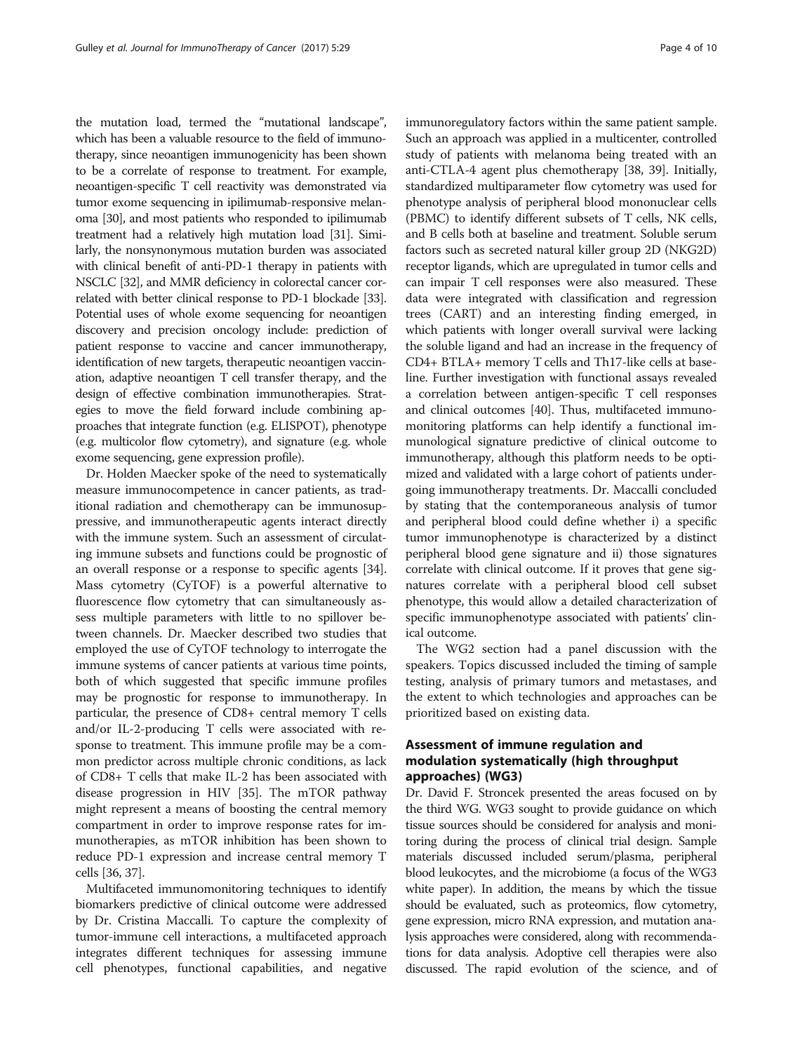the mutation load, termed the "mutational landscape", which has been a valuable resource to the field of immunotherapy, since neoantigen immunogenicity has been shown to be a correlate of response to treatment. For example, neoantigen-specific T cell reactivity was demonstrated via tumor exome sequencing in ipilimumab-responsive melanoma [30], and most patients who responded to ipilimumab treatment had a relatively high mutation load [31]. Similarly, the nonsynonymous mutation burden was associated with clinical benefit of anti-PD-1 therapy in patients with NSCLC [32], and MMR deficiency in colorectal cancer correlated with better clinical response to PD-1 blockade [33]. Potential uses of whole exome sequencing for neoantigen discovery and precision oncology include: prediction of patient response to vaccine and cancer immunotherapy, identification of new targets, therapeutic neoantigen vaccination, adaptive neoantigen T cell transfer therapy, and the design of effective combination immunotherapies. Strategies to move the field forward include combining approaches that integrate function (e.g. ELISPOT), phenotype (e.g. multicolor flow cytometry), and signature (e.g. whole exome sequencing, gene expression profile).

Dr. Holden Maecker spoke of the need to systematically measure immunocompetence in cancer patients, as traditional radiation and chemotherapy can be immunosuppressive, and immunotherapeutic agents interact directly with the immune system. Such an assessment of circulating immune subsets and functions could be prognostic of an overall response or a response to specific agents [34]. Mass cytometry (CyTOF) is a powerful alternative to fluorescence flow cytometry that can simultaneously assess multiple parameters with little to no spillover between channels. Dr. Maecker described two studies that employed the use of CyTOF technology to interrogate the immune systems of cancer patients at various time points, both of which suggested that specific immune profiles may be prognostic for response to immunotherapy. In particular, the presence of CD8+ central memory T cells and/or IL-2-producing T cells were associated with response to treatment. This immune profile may be a common predictor across multiple chronic conditions, as lack of CD8+ T cells that make IL-2 has been associated with disease progression in HIV [35]. The mTOR pathway might represent a means of boosting the central memory compartment in order to improve response rates for immunotherapies, as mTOR inhibition has been shown to reduce PD-1 expression and increase central memory T cells [36, 37].

Multifaceted immunomonitoring techniques to identify biomarkers predictive of clinical outcome were addressed by Dr. Cristina Maccalli. To capture the complexity of tumor-immune cell interactions, a multifaceted approach integrates different techniques for assessing immune cell phenotypes, functional capabilities, and negative immunoregulatory factors within the same patient sample. Such an approach was applied in a multicenter, controlled study of patients with melanoma being treated with an anti-CTLA-4 agent plus chemotherapy [38, 39]. Initially, standardized multiparameter flow cytometry was used for phenotype analysis of peripheral blood mononuclear cells (PBMC) to identify different subsets of T cells, NK cells, and B cells both at baseline and treatment. Soluble serum factors such as secreted natural killer group 2D (NKG2D) receptor ligands, which are upregulated in tumor cells and can impair T cell responses were also measured. These data were integrated with classification and regression trees (CART) and an interesting finding emerged, in which patients with longer overall survival were lacking the soluble ligand and had an increase in the frequency of CD4+ BTLA+ memory T cells and Th17-like cells at baseline. Further investigation with functional assays revealed a correlation between antigen-specific T cell responses and clinical outcomes [40]. Thus, multifaceted immunomonitoring platforms can help identify a functional immunological signature predictive of clinical outcome to immunotherapy, although this platform needs to be optimized and validated with a large cohort of patients undergoing immunotherapy treatments. Dr. Maccalli concluded by stating that the contemporaneous analysis of tumor and peripheral blood could define whether i) a specific tumor immunophenotype is characterized by a distinct peripheral blood gene signature and ii) those signatures correlate with clinical outcome. If it proves that gene signatures correlate with a peripheral blood cell subset phenotype, this would allow a detailed characterization of specific immunophenotype associated with patients' clinical outcome.

The WG2 section had a panel discussion with the speakers. Topics discussed included the timing of sample testing, analysis of primary tumors and metastases, and the extent to which technologies and approaches can be prioritized based on existing data.

## Assessment of immune regulation and modulation systematically (high throughput approaches) (WG3)

Dr. David F. Stroncek presented the areas focused on by the third WG. WG3 sought to provide guidance on which tissue sources should be considered for analysis and monitoring during the process of clinical trial design. Sample materials discussed included serum/plasma, peripheral blood leukocytes, and the microbiome (a focus of the WG3 white paper). In addition, the means by which the tissue should be evaluated, such as proteomics, flow cytometry, gene expression, micro RNA expression, and mutation analysis approaches were considered, along with recommendations for data analysis. Adoptive cell therapies were also discussed. The rapid evolution of the science, and of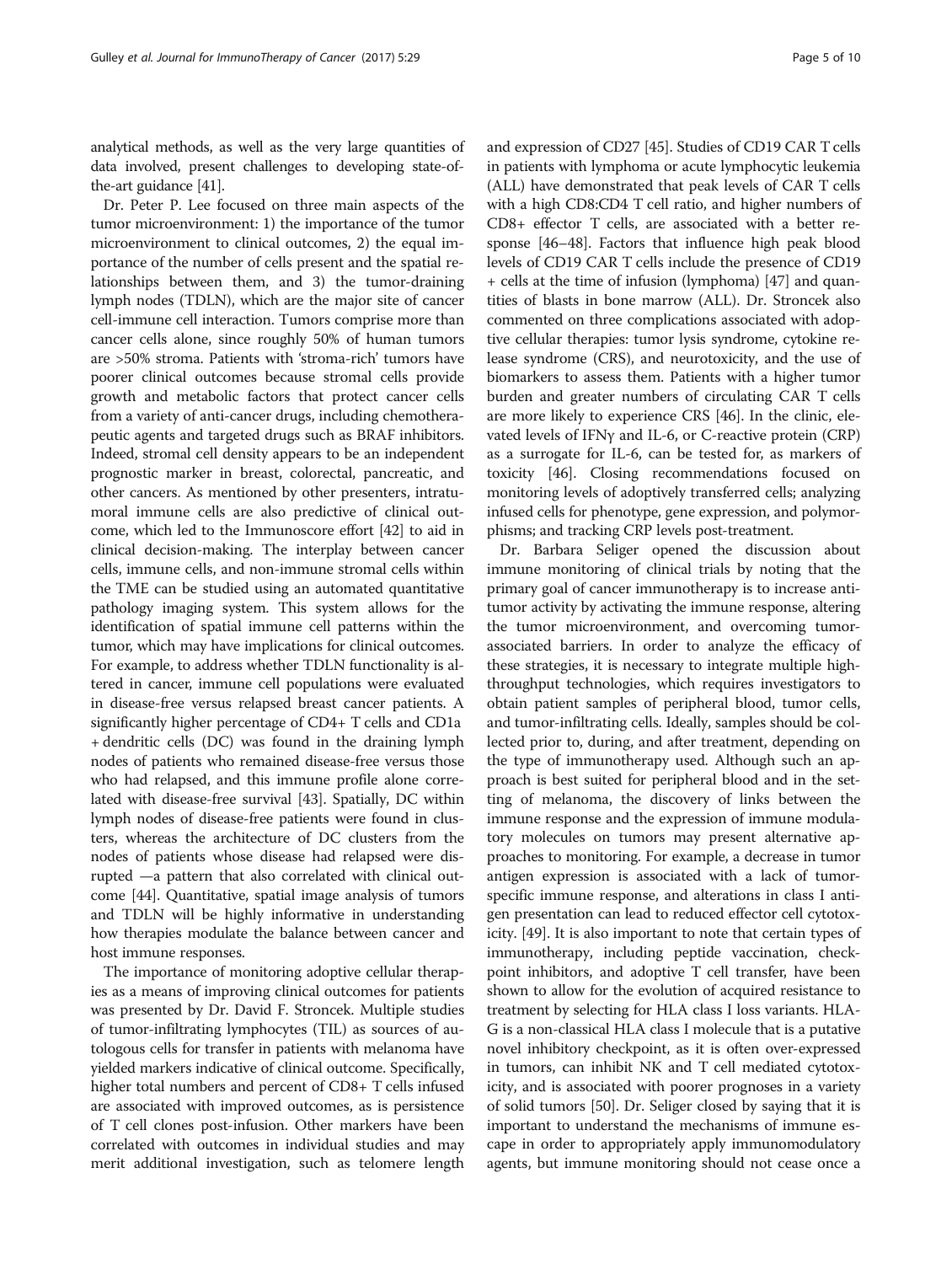analytical methods, as well as the very large quantities of data involved, present challenges to developing state-of-the-art guidance [41].

Dr. Peter P. Lee focused on three main aspects of the tumor microenvironment: 1) the importance of the tumor microenvironment to clinical outcomes, 2) the equal importance of the number of cells present and the spatial relationships between them, and 3) the tumor-draining lymph nodes (TDLN), which are the major site of cancer cell-immune cell interaction. Tumors comprise more than cancer cells alone, since roughly 50% of human tumors are >50% stroma. Patients with 'stroma-rich' tumors have poorer clinical outcomes because stromal cells provide growth and metabolic factors that protect cancer cells from a variety of anti-cancer drugs, including chemotherapeutic agents and targeted drugs such as BRAF inhibitors. Indeed, stromal cell density appears to be an independent prognostic marker in breast, colorectal, pancreatic, and other cancers. As mentioned by other presenters, intratumoral immune cells are also predictive of clinical outcome, which led to the Immunoscore effort [42] to aid in clinical decision-making. The interplay between cancer cells, immune cells, and non-immune stromal cells within the TME can be studied using an automated quantitative pathology imaging system. This system allows for the identification of spatial immune cell patterns within the tumor, which may have implications for clinical outcomes. For example, to address whether TDLN functionality is altered in cancer, immune cell populations were evaluated in disease-free versus relapsed breast cancer patients. A significantly higher percentage of CD4+ T cells and CD1a + dendritic cells (DC) was found in the draining lymph nodes of patients who remained disease-free versus those who had relapsed, and this immune profile alone correlated with disease-free survival [43]. Spatially, DC within lymph nodes of disease-free patients were found in clusters, whereas the architecture of DC clusters from the nodes of patients whose disease had relapsed were disrupted —a pattern that also correlated with clinical outcome [44]. Quantitative, spatial image analysis of tumors and TDLN will be highly informative in understanding how therapies modulate the balance between cancer and host immune responses.

The importance of monitoring adoptive cellular therapies as a means of improving clinical outcomes for patients was presented by Dr. David F. Stroncek. Multiple studies of tumor-infiltrating lymphocytes (TIL) as sources of autologous cells for transfer in patients with melanoma have yielded markers indicative of clinical outcome. Specifically, higher total numbers and percent of CD8+ T cells infused are associated with improved outcomes, as is persistence of T cell clones post-infusion. Other markers have been correlated with outcomes in individual studies and may merit additional investigation, such as telomere length and expression of CD27 [45]. Studies of CD19 CAR T cells in patients with lymphoma or acute lymphocytic leukemia (ALL) have demonstrated that peak levels of CAR T cells with a high CD8:CD4 T cell ratio, and higher numbers of CD8+ effector T cells, are associated with a better response [46–48]. Factors that influence high peak blood levels of CD19 CAR T cells include the presence of CD19 + cells at the time of infusion (lymphoma) [47] and quantities of blasts in bone marrow (ALL). Dr. Stroncek also commented on three complications associated with adoptive cellular therapies: tumor lysis syndrome, cytokine release syndrome (CRS), and neurotoxicity, and the use of biomarkers to assess them. Patients with a higher tumor burden and greater numbers of circulating CAR T cells are more likely to experience CRS [46]. In the clinic, elevated levels of IFNγ and IL-6, or C-reactive protein (CRP) as a surrogate for IL-6, can be tested for, as markers of toxicity [46]. Closing recommendations focused on monitoring levels of adoptively transferred cells; analyzing infused cells for phenotype, gene expression, and polymorphisms; and tracking CRP levels post-treatment.

Dr. Barbara Seliger opened the discussion about immune monitoring of clinical trials by noting that the primary goal of cancer immunotherapy is to increase antitumor activity by activating the immune response, altering the tumor microenvironment, and overcoming tumor-associated barriers. In order to analyze the efficacy of these strategies, it is necessary to integrate multiple high-throughput technologies, which requires investigators to obtain patient samples of peripheral blood, tumor cells, and tumor-infiltrating cells. Ideally, samples should be collected prior to, during, and after treatment, depending on the type of immunotherapy used. Although such an approach is best suited for peripheral blood and in the setting of melanoma, the discovery of links between the immune response and the expression of immune modulatory molecules on tumors may present alternative approaches to monitoring. For example, a decrease in tumor antigen expression is associated with a lack of tumor-specific immune response, and alterations in class I antigen presentation can lead to reduced effector cell cytotoxicity. [49]. It is also important to note that certain types of immunotherapy, including peptide vaccination, checkpoint inhibitors, and adoptive T cell transfer, have been shown to allow for the evolution of acquired resistance to treatment by selecting for HLA class I loss variants. HLA-G is a non-classical HLA class I molecule that is a putative novel inhibitory checkpoint, as it is often over-expressed in tumors, can inhibit NK and T cell mediated cytotoxicity, and is associated with poorer prognoses in a variety of solid tumors [50]. Dr. Seliger closed by saying that it is important to understand the mechanisms of immune escape in order to appropriately apply immunomodulatory agents, but immune monitoring should not cease once a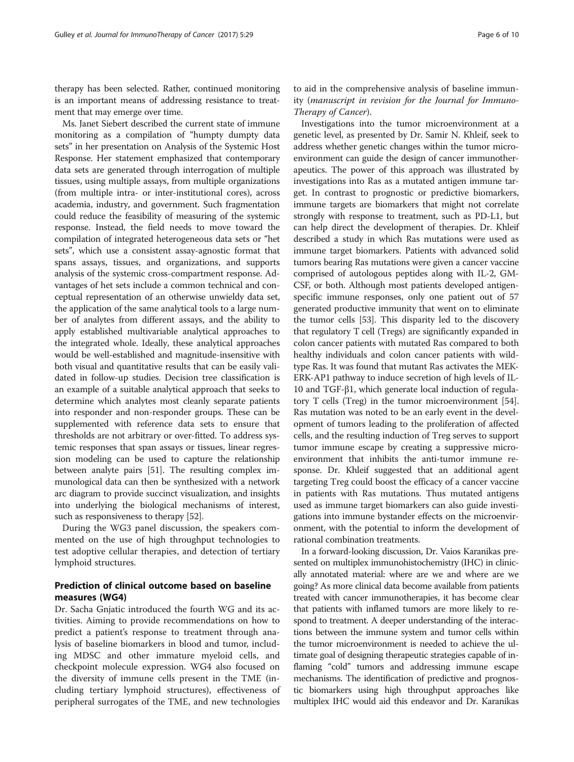therapy has been selected. Rather, continued monitoring is an important means of addressing resistance to treatment that may emerge over time.

Ms. Janet Siebert described the current state of immune monitoring as a compilation of "humpty dumpty data sets" in her presentation on Analysis of the Systemic Host Response. Her statement emphasized that contemporary data sets are generated through interrogation of multiple tissues, using multiple assays, from multiple organizations (from multiple intra- or inter-institutional cores), across academia, industry, and government. Such fragmentation could reduce the feasibility of measuring of the systemic response. Instead, the field needs to move toward the compilation of integrated heterogeneous data sets or "het sets", which use a consistent assay-agnostic format that spans assays, tissues, and organizations, and supports analysis of the systemic cross-compartment response. Advantages of het sets include a common technical and conceptual representation of an otherwise unwieldy data set, the application of the same analytical tools to a large number of analytes from different assays, and the ability to apply established multivariable analytical approaches to the integrated whole. Ideally, these analytical approaches would be well-established and magnitude-insensitive with both visual and quantitative results that can be easily validated in follow-up studies. Decision tree classification is an example of a suitable analytical approach that seeks to determine which analytes most cleanly separate patients into responder and non-responder groups. These can be supplemented with reference data sets to ensure that thresholds are not arbitrary or over-fitted. To address systemic responses that span assays or tissues, linear regression modeling can be used to capture the relationship between analyte pairs [51]. The resulting complex immunological data can then be synthesized with a network arc diagram to provide succinct visualization, and insights into underlying the biological mechanisms of interest, such as responsiveness to therapy [52].

During the WG3 panel discussion, the speakers commented on the use of high throughput technologies to test adoptive cellular therapies, and detection of tertiary lymphoid structures.

## Prediction of clinical outcome based on baseline measures (WG4)

Dr. Sacha Gnjatic introduced the fourth WG and its activities. Aiming to provide recommendations on how to predict a patient's response to treatment through analysis of baseline biomarkers in blood and tumor, including MDSC and other immature myeloid cells, and checkpoint molecule expression. WG4 also focused on the diversity of immune cells present in the TME (including tertiary lymphoid structures), effectiveness of peripheral surrogates of the TME, and new technologies to aid in the comprehensive analysis of baseline immunity (*manuscript in revision for the Journal for ImmunoTherapy of Cancer*).

Investigations into the tumor microenvironment at a genetic level, as presented by Dr. Samir N. Khleif, seek to address whether genetic changes within the tumor microenvironment can guide the design of cancer immunotherapeutics. The power of this approach was illustrated by investigations into Ras as a mutated antigen immune target. In contrast to prognostic or predictive biomarkers, immune targets are biomarkers that might not correlate strongly with response to treatment, such as PD-L1, but can help direct the development of therapies. Dr. Khleif described a study in which Ras mutations were used as immune target biomarkers. Patients with advanced solid tumors bearing Ras mutations were given a cancer vaccine comprised of autologous peptides along with IL-2, GM-CSF, or both. Although most patients developed antigen-specific immune responses, only one patient out of 57 generated productive immunity that went on to eliminate the tumor cells [53]. This disparity led to the discovery that regulatory T cells (Tregs) are significantly expanded in colon cancer patients with mutated Ras compared to both healthy individuals and colon cancer patients with wild-type Ras. It was found that mutant Ras activates the MEK-ERK-AP1 pathway to induce secretion of high levels of IL-10 and TGF-β1, which generate local induction of regulatory T cells (Treg) in the tumor microenvironment [54]. Ras mutation was noted to be an early event in the development of tumors leading to the proliferation of affected cells, and the resulting induction of Treg serves to support tumor immune escape by creating a suppressive microenvironment that inhibits the anti-tumor immune response. Dr. Khleif suggested that an additional agent targeting Treg could boost the efficacy of a cancer vaccine in patients with Ras mutations. Thus mutated antigens used as immune target biomarkers can also guide investigations into immune bystander effects on the microenvironment, with the potential to inform the development of rational combination treatments.

In a forward-looking discussion, Dr. Vaios Karanikas presented on multiplex immunohistochemistry (IHC) in clinically annotated material: where are we and where are we going? As more clinical data become available from patients treated with cancer immunotherapies, it has become clear that patients with inflamed tumors are more likely to respond to treatment. A deeper understanding of the interactions between the immune system and tumor cells within the tumor microenvironment is needed to achieve the ultimate goal of designing therapeutic strategies capable of inflaming "cold" tumors and addressing immune escape mechanisms. The identification of predictive and prognostic biomarkers using high throughput approaches like multiplex IHC would aid this endeavor and Dr. Karanikas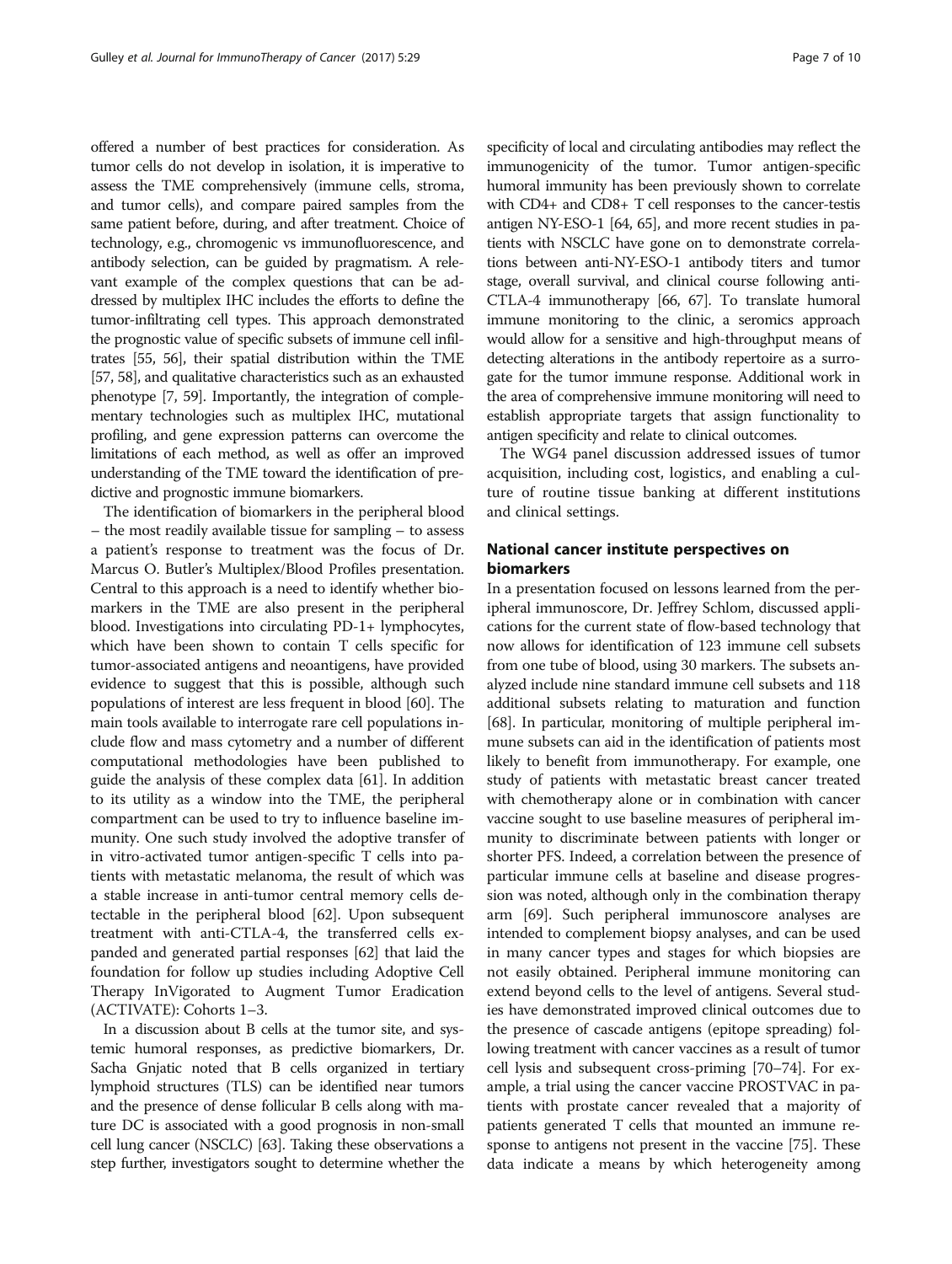offered a number of best practices for consideration. As tumor cells do not develop in isolation, it is imperative to assess the TME comprehensively (immune cells, stroma, and tumor cells), and compare paired samples from the same patient before, during, and after treatment. Choice of technology, e.g., chromogenic vs immunofluorescence, and antibody selection, can be guided by pragmatism. A relevant example of the complex questions that can be addressed by multiplex IHC includes the efforts to define the tumor-infiltrating cell types. This approach demonstrated the prognostic value of specific subsets of immune cell infiltrates [55, 56], their spatial distribution within the TME [57, 58], and qualitative characteristics such as an exhausted phenotype [7, 59]. Importantly, the integration of complementary technologies such as multiplex IHC, mutational profiling, and gene expression patterns can overcome the limitations of each method, as well as offer an improved understanding of the TME toward the identification of predictive and prognostic immune biomarkers.

The identification of biomarkers in the peripheral blood – the most readily available tissue for sampling – to assess a patient's response to treatment was the focus of Dr. Marcus O. Butler's Multiplex/Blood Profiles presentation. Central to this approach is a need to identify whether biomarkers in the TME are also present in the peripheral blood. Investigations into circulating PD-1+ lymphocytes, which have been shown to contain T cells specific for tumor-associated antigens and neoantigens, have provided evidence to suggest that this is possible, although such populations of interest are less frequent in blood [60]. The main tools available to interrogate rare cell populations include flow and mass cytometry and a number of different computational methodologies have been published to guide the analysis of these complex data [61]. In addition to its utility as a window into the TME, the peripheral compartment can be used to try to influence baseline immunity. One such study involved the adoptive transfer of in vitro-activated tumor antigen-specific T cells into patients with metastatic melanoma, the result of which was a stable increase in anti-tumor central memory cells detectable in the peripheral blood [62]. Upon subsequent treatment with anti-CTLA-4, the transferred cells expanded and generated partial responses [62] that laid the foundation for follow up studies including Adoptive Cell Therapy InVigorated to Augment Tumor Eradication (ACTIVATE): Cohorts 1–3.

In a discussion about B cells at the tumor site, and systemic humoral responses, as predictive biomarkers, Dr. Sacha Gnjatic noted that B cells organized in tertiary lymphoid structures (TLS) can be identified near tumors and the presence of dense follicular B cells along with mature DC is associated with a good prognosis in non-small cell lung cancer (NSCLC) [63]. Taking these observations a step further, investigators sought to determine whether the specificity of local and circulating antibodies may reflect the immunogenicity of the tumor. Tumor antigen-specific humoral immunity has been previously shown to correlate with CD4+ and CD8+ T cell responses to the cancer-testis antigen NY-ESO-1 [64, 65], and more recent studies in patients with NSCLC have gone on to demonstrate correlations between anti-NY-ESO-1 antibody titers and tumor stage, overall survival, and clinical course following anti-CTLA-4 immunotherapy [66, 67]. To translate humoral immune monitoring to the clinic, a seromics approach would allow for a sensitive and high-throughput means of detecting alterations in the antibody repertoire as a surrogate for the tumor immune response. Additional work in the area of comprehensive immune monitoring will need to establish appropriate targets that assign functionality to antigen specificity and relate to clinical outcomes.

The WG4 panel discussion addressed issues of tumor acquisition, including cost, logistics, and enabling a culture of routine tissue banking at different institutions and clinical settings.

## National cancer institute perspectives on biomarkers

In a presentation focused on lessons learned from the peripheral immunoscore, Dr. Jeffrey Schlom, discussed applications for the current state of flow-based technology that now allows for identification of 123 immune cell subsets from one tube of blood, using 30 markers. The subsets analyzed include nine standard immune cell subsets and 118 additional subsets relating to maturation and function [68]. In particular, monitoring of multiple peripheral immune subsets can aid in the identification of patients most likely to benefit from immunotherapy. For example, one study of patients with metastatic breast cancer treated with chemotherapy alone or in combination with cancer vaccine sought to use baseline measures of peripheral immunity to discriminate between patients with longer or shorter PFS. Indeed, a correlation between the presence of particular immune cells at baseline and disease progression was noted, although only in the combination therapy arm [69]. Such peripheral immunoscore analyses are intended to complement biopsy analyses, and can be used in many cancer types and stages for which biopsies are not easily obtained. Peripheral immune monitoring can extend beyond cells to the level of antigens. Several studies have demonstrated improved clinical outcomes due to the presence of cascade antigens (epitope spreading) following treatment with cancer vaccines as a result of tumor cell lysis and subsequent cross-priming [70–74]. For example, a trial using the cancer vaccine PROSTVAC in patients with prostate cancer revealed that a majority of patients generated T cells that mounted an immune response to antigens not present in the vaccine [75]. These data indicate a means by which heterogeneity among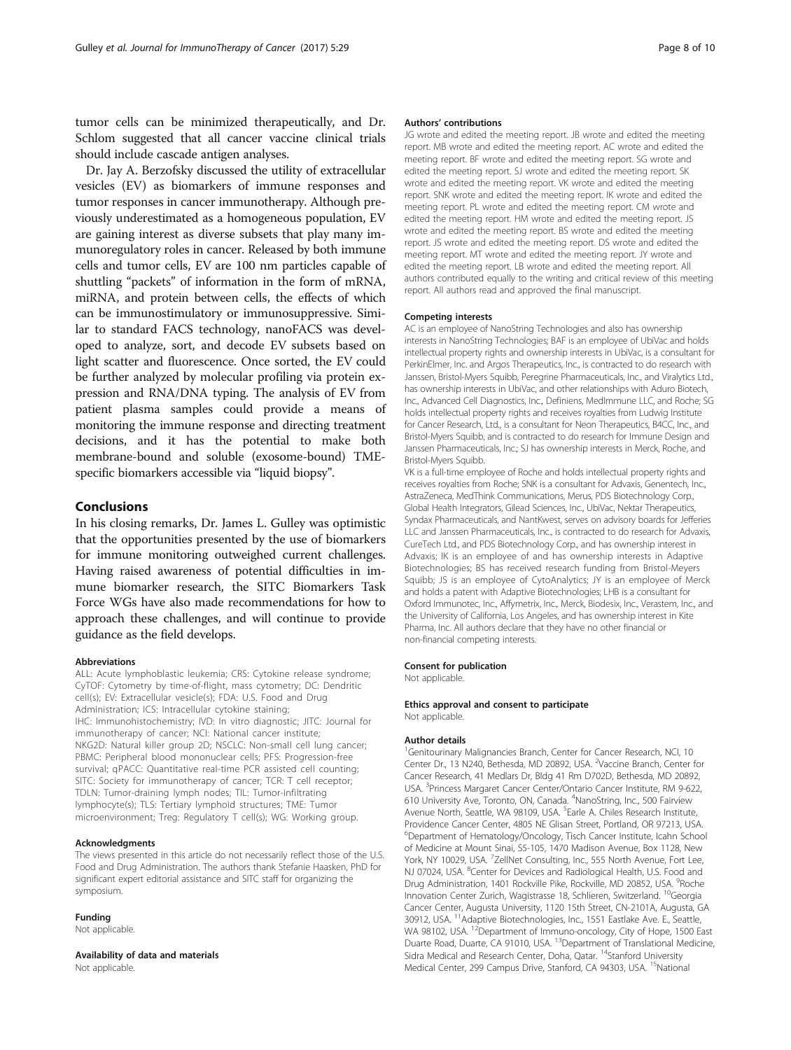tumor cells can be minimized therapeutically, and Dr. Schlom suggested that all cancer vaccine clinical trials should include cascade antigen analyses.

Dr. Jay A. Berzofsky discussed the utility of extracellular vesicles (EV) as biomarkers of immune responses and tumor responses in cancer immunotherapy. Although previously underestimated as a homogeneous population, EV are gaining interest as diverse subsets that play many immunoregulatory roles in cancer. Released by both immune cells and tumor cells, EV are 100 nm particles capable of shuttling "packets" of information in the form of mRNA, miRNA, and protein between cells, the effects of which can be immunostimulatory or immunosuppressive. Similar to standard FACS technology, nanoFACS was developed to analyze, sort, and decode EV subsets based on light scatter and fluorescence. Once sorted, the EV could be further analyzed by molecular profiling via protein expression and RNA/DNA typing. The analysis of EV from patient plasma samples could provide a means of monitoring the immune response and directing treatment decisions, and it has the potential to make both membrane-bound and soluble (exosome-bound) TME-specific biomarkers accessible via "liquid biopsy".

## Conclusions

In his closing remarks, Dr. James L. Gulley was optimistic that the opportunities presented by the use of biomarkers for immune monitoring outweighed current challenges. Having raised awareness of potential difficulties in immune biomarker research, the SITC Biomarkers Task Force WGs have also made recommendations for how to approach these challenges, and will continue to provide guidance as the field develops.

#### Abbreviations

ALL: Acute lymphoblastic leukemia; CRS: Cytokine release syndrome; CyTOF: Cytometry by time-of-flight, mass cytometry; DC: Dendritic cell(s); EV: Extracellular vesicle(s); FDA: U.S. Food and Drug Administration; ICS: Intracellular cytokine staining; IHC: Immunohistochemistry; IVD: In vitro diagnostic; JITC: Journal for immunotherapy of cancer; NCI: National cancer institute; NKG2D: Natural killer group 2D; NSCLC: Non-small cell lung cancer; PBMC: Peripheral blood mononuclear cells; PFS: Progression-free survival; qPACC: Quantitative real-time PCR assisted cell counting; SITC: Society for immunotherapy of cancer; TCR: T cell receptor; TDLN: Tumor-draining lymph nodes; TIL: Tumor-infiltrating lymphocyte(s); TLS: Tertiary lymphoid structures; TME: Tumor microenvironment; Treg: Regulatory T cell(s); WG: Working group.

#### Acknowledgments

The views presented in this article do not necessarily reflect those of the U.S. Food and Drug Administration. The authors thank Stefanie Haasken, PhD for significant expert editorial assistance and SITC staff for organizing the symposium.

#### Funding

Not applicable.

#### Availability of data and materials

Not applicable.

#### Authors' contributions

JG wrote and edited the meeting report. JB wrote and edited the meeting report. MB wrote and edited the meeting report. AC wrote and edited the meeting report. BF wrote and edited the meeting report. SG wrote and edited the meeting report. SJ wrote and edited the meeting report. SK wrote and edited the meeting report. VK wrote and edited the meeting report. SNK wrote and edited the meeting report. IK wrote and edited the meeting report. PL wrote and edited the meeting report. CM wrote and edited the meeting report. HM wrote and edited the meeting report. JS wrote and edited the meeting report. BS wrote and edited the meeting report. JS wrote and edited the meeting report. DS wrote and edited the meeting report. MT wrote and edited the meeting report. JY wrote and edited the meeting report. LB wrote and edited the meeting report. All authors contributed equally to the writing and critical review of this meeting report. All authors read and approved the final manuscript.

#### Competing interests

AC is an employee of NanoString Technologies and also has ownership interests in NanoString Technologies; BAF is an employee of UbiVac and holds intellectual property rights and ownership interests in UbiVac, is a consultant for PerkinElmer, Inc. and Argos Therapeutics, Inc., is contracted to do research with Janssen, Bristol-Myers Squibb, Peregrine Pharmaceuticals, Inc., and Viralytics Ltd., has ownership interests in UbiVac, and other relationships with Aduro Biotech, Inc., Advanced Cell Diagnostics, Inc., Definiens, MedImmune LLC, and Roche; SG holds intellectual property rights and receives royalties from Ludwig Institute for Cancer Research, Ltd., is a consultant for Neon Therapeutics, B4CC, Inc., and Bristol-Myers Squibb, and is contracted to do research for Immune Design and Janssen Pharmaceuticals, Inc.; SJ has ownership interests in Merck, Roche, and Bristol-Myers Squibb.

VK is a full-time employee of Roche and holds intellectual property rights and receives royalties from Roche; SNK is a consultant for Advaxis, Genentech, Inc., AstraZeneca, MedThink Communications, Merus, PDS Biotechnology Corp., Global Health Integrators, Gilead Sciences, Inc., UbiVac, Nektar Therapeutics, Syndax Pharmaceuticals, and NantKwest, serves on advisory boards for Jefferies LLC and Janssen Pharmaceuticals, Inc., is contracted to do research for Advaxis, CureTech Ltd., and PDS Biotechnology Corp., and has ownership interest in Advaxis; IK is an employee of and has ownership interests in Adaptive Biotechnologies; BS has received research funding from Bristol-Meyers Squibb; JS is an employee of CytoAnalytics; JY is an employee of Merck and holds a patent with Adaptive Biotechnologies; LHB is a consultant for Oxford Immunotec, Inc., Affymetrix, Inc., Merck, Biodesix, Inc., Verastem, Inc., and the University of California, Los Angeles, and has ownership interest in Kite Pharma, Inc. All authors declare that they have no other financial or non-financial competing interests.

#### Consent for publication

Not applicable.

#### Ethics approval and consent to participate

Not applicable.

#### Author details

[1]Genitourinary Malignancies Branch, Center for Cancer Research, NCI, 10 Center Dr., 13 N240, Bethesda, MD 20892, USA. [2]Vaccine Branch, Center for Cancer Research, 41 Medlars Dr, Bldg 41 Rm D702D, Bethesda, MD 20892, USA. [3]Princess Margaret Cancer Center/Ontario Cancer Institute, RM 9-622, 610 University Ave, Toronto, ON, Canada. [4]NanoString, Inc., 500 Fairview Avenue North, Seattle, WA 98109, USA. [5]Earle A. Chiles Research Institute, Providence Cancer Center, 4805 NE Glisan Street, Portland, OR 97213, USA. [6]Department of Hematology/Oncology, Tisch Cancer Institute, Icahn School of Medicine at Mount Sinai, S5-105, 1470 Madison Avenue, Box 1128, New York, NY 10029, USA. [7]ZellNet Consulting, Inc., 555 North Avenue, Fort Lee, NJ 07024, USA. [8]Center for Devices and Radiological Health, U.S. Food and Drug Administration, 1401 Rockville Pike, Rockville, MD 20852, USA. [9]Roche Innovation Center Zurich, Wagistrasse 18, Schlieren, Switzerland. [10]Georgia Cancer Center, Augusta University, 1120 15th Street, CN-2101A, Augusta, GA 30912, USA. [11]Adaptive Biotechnologies, Inc., 1551 Eastlake Ave. E., Seattle, WA 98102, USA. [12]Department of Immuno-oncology, City of Hope, 1500 East Duarte Road, Duarte, CA 91010, USA. [13]Department of Translational Medicine, Sidra Medical and Research Center, Doha, Qatar. [14]Stanford University Medical Center, 299 Campus Drive, Stanford, CA 94303, USA. [15]National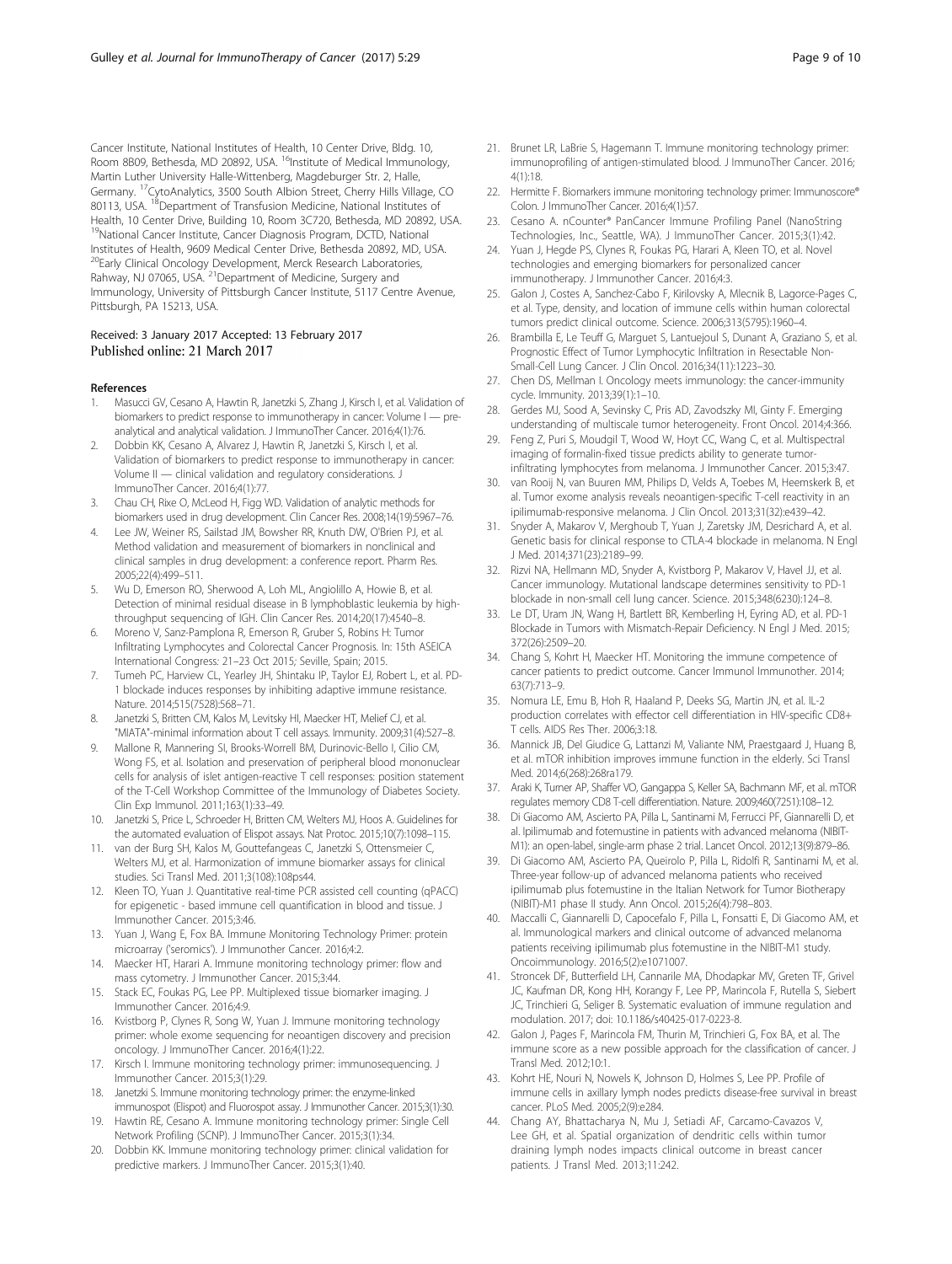Cancer Institute, National Institutes of Health, 10 Center Drive, Bldg. 10, Room 8B09, Bethesda, MD 20892, USA. [16]Institute of Medical Immunology, Martin Luther University Halle-Wittenberg, Magdeburger Str. 2, Halle, Germany. [17]CytoAnalytics, 3500 South Albion Street, Cherry Hills Village, CO 80113, USA. [18]Department of Transfusion Medicine, National Institutes of Health, 10 Center Drive, Building 10, Room 3C720, Bethesda, MD 20892, USA. [19]National Cancer Institute, Cancer Diagnosis Program, DCTD, National Institutes of Health, 9609 Medical Center Drive, Bethesda 20892, MD, USA. [20]Early Clinical Oncology Development, Merck Research Laboratories, Rahway, NJ 07065, USA. [21]Department of Medicine, Surgery and Immunology, University of Pittsburgh Cancer Institute, 5117 Centre Avenue, Pittsburgh, PA 15213, USA.

Received: 3 January 2017 Accepted: 13 February 2017
Published online: 21 March 2017

## References

1. Masucci GV, Cesano A, Hawtin R, Janetzki S, Zhang J, Kirsch I, et al. Validation of biomarkers to predict response to immunotherapy in cancer: Volume I — pre-analytical and analytical validation. J ImmunoTher Cancer. 2016;4(1):76.
2. Dobbin KK, Cesano A, Alvarez J, Hawtin R, Janetzki S, Kirsch I, et al. Validation of biomarkers to predict response to immunotherapy in cancer: Volume II — clinical validation and regulatory considerations. J ImmunoTher Cancer. 2016;4(1):77.
3. Chau CH, Rixe O, McLeod H, Figg WD. Validation of analytic methods for biomarkers used in drug development. Clin Cancer Res. 2008;14(19):5967–76.
4. Lee JW, Weiner RS, Sailstad JM, Bowsher RR, Knuth DW, O'Brien PJ, et al. Method validation and measurement of biomarkers in nonclinical and clinical samples in drug development: a conference report. Pharm Res. 2005;22(4):499–511.
5. Wu D, Emerson RO, Sherwood A, Loh ML, Angiolillo A, Howie B, et al. Detection of minimal residual disease in B lymphoblastic leukemia by high-throughput sequencing of IGH. Clin Cancer Res. 2014;20(17):4540–8.
6. Moreno V, Sanz-Pamplona R, Emerson R, Gruber S, Robins H: Tumor Infiltrating Lymphocytes and Colorectal Cancer Prognosis. In: 15th ASEICA International Congress: 21–23 Oct 2015; Seville, Spain; 2015.
7. Tumeh PC, Harview CL, Yearley JH, Shintaku IP, Taylor EJ, Robert L, et al. PD-1 blockade induces responses by inhibiting adaptive immune resistance. Nature. 2014;515(7528):568–71.
8. Janetzki S, Britten CM, Kalos M, Levitsky HI, Maecker HT, Melief CJ, et al. "MIATA"-minimal information about T cell assays. Immunity. 2009;31(4):527–8.
9. Mallone R, Mannering SI, Brooks-Worrell BM, Durinovic-Bello I, Cilio CM, Wong FS, et al. Isolation and preservation of peripheral blood mononuclear cells for analysis of islet antigen-reactive T cell responses: position statement of the T-Cell Workshop Committee of the Immunology of Diabetes Society. Clin Exp Immunol. 2011;163(1):33–49.
10. Janetzki S, Price L, Schroeder H, Britten CM, Welters MJ, Hoos A. Guidelines for the automated evaluation of Elispot assays. Nat Protoc. 2015;10(7):1098–115.
11. van der Burg SH, Kalos M, Gouttefangeas C, Janetzki S, Ottensmeier C, Welters MJ, et al. Harmonization of immune biomarker assays for clinical studies. Sci Transl Med. 2011;3(108):108ps44.
12. Kleen TO, Yuan J. Quantitative real-time PCR assisted cell counting (qPACC) for epigenetic - based immune cell quantification in blood and tissue. J Immunother Cancer. 2015;3:46.
13. Yuan J, Wang E, Fox BA. Immune Monitoring Technology Primer: protein microarray ('seromics'). J Immunother Cancer. 2016;4:2.
14. Maecker HT, Harari A. Immune monitoring technology primer: flow and mass cytometry. J Immunother Cancer. 2015;3:44.
15. Stack EC, Foukas PG, Lee PP. Multiplexed tissue biomarker imaging. J Immunother Cancer. 2016;4:9.
16. Kvistborg P, Clynes R, Song W, Yuan J. Immune monitoring technology primer: whole exome sequencing for neoantigen discovery and precision oncology. J ImmunoTher Cancer. 2016;4(1):22.
17. Kirsch I. Immune monitoring technology primer: immunosequencing. J Immunother Cancer. 2015;3(1):29.
18. Janetzki S. Immune monitoring technology primer: the enzyme-linked immunospot (Elispot) and Fluorospot assay. J Immunother Cancer. 2015;3(1):30.
19. Hawtin RE, Cesano A. Immune monitoring technology primer: Single Cell Network Profiling (SCNP). J ImmunoTher Cancer. 2015;3(1):34.
20. Dobbin KK. Immune monitoring technology primer: clinical validation for predictive markers. J ImmunoTher Cancer. 2015;3(1):40.
21. Brunet LR, LaBrie S, Hagemann T. Immune monitoring technology primer: immunoprofiling of antigen-stimulated blood. J ImmunoTher Cancer. 2016; 4(1):18.
22. Hermitte F. Biomarkers immune monitoring technology primer: Immunoscore® Colon. J ImmunoTher Cancer. 2016;4(1):57.
23. Cesano A. nCounter® PanCancer Immune Profiling Panel (NanoString Technologies, Inc., Seattle, WA). J ImmunoTher Cancer. 2015;3(1):42.
24. Yuan J, Hegde PS, Clynes R, Foukas PG, Harari A, Kleen TO, et al. Novel technologies and emerging biomarkers for personalized cancer immunotherapy. J Immunother Cancer. 2016;4:3.
25. Galon J, Costes A, Sanchez-Cabo F, Kirilovsky A, Mlecnik B, Lagorce-Pages C, et al. Type, density, and location of immune cells within human colorectal tumors predict clinical outcome. Science. 2006;313(5795):1960–4.
26. Brambilla E, Le Teuff G, Marguet S, Lantuejoul S, Dunant A, Graziano S, et al. Prognostic Effect of Tumor Lymphocytic Infiltration in Resectable Non-Small-Cell Lung Cancer. J Clin Oncol. 2016;34(11):1223–30.
27. Chen DS, Mellman I. Oncology meets immunology: the cancer-immunity cycle. Immunity. 2013;39(1):1–10.
28. Gerdes MJ, Sood A, Sevinsky C, Pris AD, Zavodszky MI, Ginty F. Emerging understanding of multiscale tumor heterogeneity. Front Oncol. 2014;4:366.
29. Feng Z, Puri S, Moudgil T, Wood W, Hoyt CC, Wang C, et al. Multispectral imaging of formalin-fixed tissue predicts ability to generate tumor-infiltrating lymphocytes from melanoma. J Immunother Cancer. 2015;3:47.
30. van Rooij N, van Buuren MM, Philips D, Velds A, Toebes M, Heemskerk B, et al. Tumor exome analysis reveals neoantigen-specific T-cell reactivity in an ipilimumab-responsive melanoma. J Clin Oncol. 2013;31(32):e439–42.
31. Snyder A, Makarov V, Merghoub T, Yuan J, Zaretsky JM, Desrichard A, et al. Genetic basis for clinical response to CTLA-4 blockade in melanoma. N Engl J Med. 2014;371(23):2189–99.
32. Rizvi NA, Hellmann MD, Snyder A, Kvistborg P, Makarov V, Havel JJ, et al. Cancer immunology. Mutational landscape determines sensitivity to PD-1 blockade in non-small cell lung cancer. Science. 2015;348(6230):124–8.
33. Le DT, Uram JN, Wang H, Bartlett BR, Kemberling H, Eyring AD, et al. PD-1 Blockade in Tumors with Mismatch-Repair Deficiency. N Engl J Med. 2015; 372(26):2509–20.
34. Chang S, Kohrt H, Maecker HT. Monitoring the immune competence of cancer patients to predict outcome. Cancer Immunol Immunother. 2014; 63(7):713–9.
35. Nomura LE, Emu B, Hoh R, Haaland P, Deeks SG, Martin JN, et al. IL-2 production correlates with effector cell differentiation in HIV-specific CD8+ T cells. AIDS Res Ther. 2006;3:18.
36. Mannick JB, Del Giudice G, Lattanzi M, Valiante NM, Praestgaard J, Huang B, et al. mTOR inhibition improves immune function in the elderly. Sci Transl Med. 2014;6(268):268ra179.
37. Araki K, Turner AP, Shaffer VO, Gangappa S, Keller SA, Bachmann MF, et al. mTOR regulates memory CD8 T-cell differentiation. Nature. 2009;460(7251):108–12.
38. Di Giacomo AM, Ascierto PA, Pilla L, Santinami M, Ferrucci PF, Giannarelli D, et al. Ipilimumab and fotemustine in patients with advanced melanoma (NIBIT-M1): an open-label, single-arm phase 2 trial. Lancet Oncol. 2012;13(9):879–86.
39. Di Giacomo AM, Ascierto PA, Queirolo P, Pilla L, Ridolfi R, Santinami M, et al. Three-year follow-up of advanced melanoma patients who received ipilimumab plus fotemustine in the Italian Network for Tumor Biotherapy (NIBIT)-M1 phase II study. Ann Oncol. 2015;26(4):798–803.
40. Maccalli C, Giannarelli D, Capocefalo F, Pilla L, Fonsatti E, Di Giacomo AM, et al. Immunological markers and clinical outcome of advanced melanoma patients receiving ipilimumab plus fotemustine in the NIBIT-M1 study. Oncoimmunology. 2016;5(2):e1071007.
41. Stroncek DF, Butterfield LH, Cannarile MA, Dhodapkar MV, Greten TF, Grivel JC, Kaufman DR, Kong HH, Korangy F, Lee PP, Marincola F, Rutella S, Siebert JC, Trinchieri G, Seliger B. Systematic evaluation of immune regulation and modulation. 2017; doi: 10.1186/s40425-017-0223-8.
42. Galon J, Pages F, Marincola FM, Thurin M, Trinchieri G, Fox BA, et al. The immune score as a new possible approach for the classification of cancer. J Transl Med. 2012;10:1.
43. Kohrt HE, Nouri N, Nowels K, Johnson D, Holmes S, Lee PP. Profile of immune cells in axillary lymph nodes predicts disease-free survival in breast cancer. PLoS Med. 2005;2(9):e284.
44. Chang AY, Bhattacharya N, Mu J, Setiadi AF, Carcamo-Cavazos V, Lee GH, et al. Spatial organization of dendritic cells within tumor draining lymph nodes impacts clinical outcome in breast cancer patients. J Transl Med. 2013;11:242.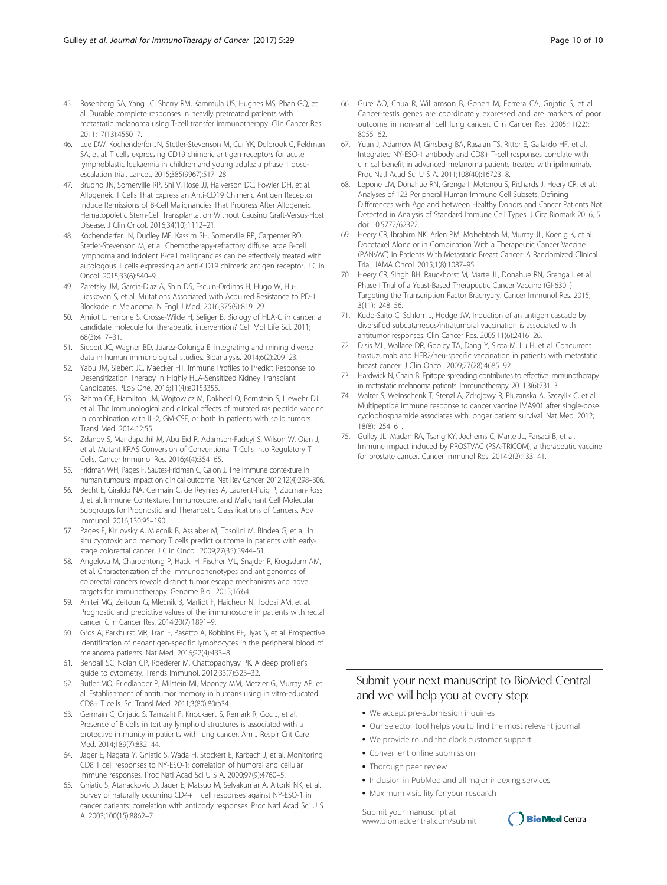45. Rosenberg SA, Yang JC, Sherry RM, Kammula US, Hughes MS, Phan GQ, et al. Durable complete responses in heavily pretreated patients with metastatic melanoma using T-cell transfer immunotherapy. Clin Cancer Res. 2011;17(13):4550–7.
46. Lee DW, Kochenderfer JN, Stetler-Stevenson M, Cui YK, Delbrook C, Feldman SA, et al. T cells expressing CD19 chimeric antigen receptors for acute lymphoblastic leukaemia in children and young adults: a phase 1 dose-escalation trial. Lancet. 2015;385(9967):517–28.
47. Brudno JN, Somerville RP, Shi V, Rose JJ, Halverson DC, Fowler DH, et al. Allogeneic T Cells That Express an Anti-CD19 Chimeric Antigen Receptor Induce Remissions of B-Cell Malignancies That Progress After Allogeneic Hematopoietic Stem-Cell Transplantation Without Causing Graft-Versus-Host Disease. J Clin Oncol. 2016;34(10):1112–21.
48. Kochenderfer JN, Dudley ME, Kassim SH, Somerville RP, Carpenter RO, Stetler-Stevenson M, et al. Chemotherapy-refractory diffuse large B-cell lymphoma and indolent B-cell malignancies can be effectively treated with autologous T cells expressing an anti-CD19 chimeric antigen receptor. J Clin Oncol. 2015;33(6):540–9.
49. Zaretsky JM, Garcia-Diaz A, Shin DS, Escuin-Ordinas H, Hugo W, Hu-Lieskovan S, et al. Mutations Associated with Acquired Resistance to PD-1 Blockade in Melanoma. N Engl J Med. 2016;375(9):819–29.
50. Amiot L, Ferrone S, Grosse-Wilde H, Seliger B. Biology of HLA-G in cancer: a candidate molecule for therapeutic intervention? Cell Mol Life Sci. 2011; 68(3):417–31.
51. Siebert JC, Wagner BD, Juarez-Colunga E. Integrating and mining diverse data in human immunological studies. Bioanalysis. 2014;6(2):209–23.
52. Yabu JM, Siebert JC, Maecker HT. Immune Profiles to Predict Response to Desensitization Therapy in Highly HLA-Sensitized Kidney Transplant Candidates. PLoS One. 2016;11(4):e0153355.
53. Rahma OE, Hamilton JM, Wojtowicz M, Dakheel O, Bernstein S, Liewehr DJ, et al. The immunological and clinical effects of mutated ras peptide vaccine in combination with IL-2, GM-CSF, or both in patients with solid tumors. J Transl Med. 2014;12:55.
54. Zdanov S, Mandapathil M, Abu Eid R, Adamson-Fadeyi S, Wilson W, Qian J, et al. Mutant KRAS Conversion of Conventional T Cells into Regulatory T Cells. Cancer Immunol Res. 2016;4(4):354–65.
55. Fridman WH, Pages F, Sautes-Fridman C, Galon J. The immune contexture in human tumours: impact on clinical outcome. Nat Rev Cancer. 2012;12(4):298–306.
56. Becht E, Giraldo NA, Germain C, de Reynies A, Laurent-Puig P, Zucman-Rossi J, et al. Immune Contexture, Immunoscore, and Malignant Cell Molecular Subgroups for Prognostic and Theranostic Classifications of Cancers. Adv Immunol. 2016;130:95–190.
57. Pages F, Kirilovsky A, Mlecnik B, Asslaber M, Tosolini M, Bindea G, et al. In situ cytotoxic and memory T cells predict outcome in patients with early-stage colorectal cancer. J Clin Oncol. 2009;27(35):5944–51.
58. Angelova M, Charoentong P, Hackl H, Fischer ML, Snajder R, Krogsdam AM, et al. Characterization of the immunophenotypes and antigenomes of colorectal cancers reveals distinct tumor escape mechanisms and novel targets for immunotherapy. Genome Biol. 2015;16:64.
59. Anitei MG, Zeitoun G, Mlecnik B, Marliot F, Haicheur N, Todosi AM, et al. Prognostic and predictive values of the immunoscore in patients with rectal cancer. Clin Cancer Res. 2014;20(7):1891–9.
60. Gros A, Parkhurst MR, Tran E, Pasetto A, Robbins PF, Ilyas S, et al. Prospective identification of neoantigen-specific lymphocytes in the peripheral blood of melanoma patients. Nat Med. 2016;22(4):433–8.
61. Bendall SC, Nolan GP, Roederer M, Chattopadhyay PK. A deep profiler's guide to cytometry. Trends Immunol. 2012;33(7):323–32.
62. Butler MO, Friedlander P, Milstein MI, Mooney MM, Metzler G, Murray AP, et al. Establishment of antitumor memory in humans using in vitro-educated CD8+ T cells. Sci Transl Med. 2011;3(80):80ra34.
63. Germain C, Gnjatic S, Tamzalit F, Knockaert S, Remark R, Goc J, et al. Presence of B cells in tertiary lymphoid structures is associated with a protective immunity in patients with lung cancer. Am J Respir Crit Care Med. 2014;189(7):832–44.
64. Jager E, Nagata Y, Gnjatic S, Wada H, Stockert E, Karbach J, et al. Monitoring CD8 T cell responses to NY-ESO-1: correlation of humoral and cellular immune responses. Proc Natl Acad Sci U S A. 2000;97(9):4760–5.
65. Gnjatic S, Atanackovic D, Jager E, Matsuo M, Selvakumar A, Altorki NK, et al. Survey of naturally occurring CD4+ T cell responses against NY-ESO-1 in cancer patients: correlation with antibody responses. Proc Natl Acad Sci U S A. 2003;100(15):8862–7.
66. Gure AO, Chua R, Williamson B, Gonen M, Ferrera CA, Gnjatic S, et al. Cancer-testis genes are coordinately expressed and are markers of poor outcome in non-small cell lung cancer. Clin Cancer Res. 2005;11(22): 8055–62.
67. Yuan J, Adamow M, Ginsberg BA, Rasalan TS, Ritter E, Gallardo HF, et al. Integrated NY-ESO-1 antibody and CD8+ T-cell responses correlate with clinical benefit in advanced melanoma patients treated with ipilimumab. Proc Natl Acad Sci U S A. 2011;108(40):16723–8.
68. Lepone LM, Donahue RN, Grenga I, Metenou S, Richards J, Heery CR, et al.: Analyses of 123 Peripheral Human Immune Cell Subsets: Defining Differences with Age and between Healthy Donors and Cancer Patients Not Detected in Analysis of Standard Immune Cell Types. J Circ Biomark 2016, 5. doi: 10.5772/62322.
69. Heery CR, Ibrahim NK, Arlen PM, Mohebtash M, Murray JL, Koenig K, et al. Docetaxel Alone or in Combination With a Therapeutic Cancer Vaccine (PANVAC) in Patients With Metastatic Breast Cancer: A Randomized Clinical Trial. JAMA Oncol. 2015;1(8):1087–95.
70. Heery CR, Singh BH, Rauckhorst M, Marte JL, Donahue RN, Grenga I, et al. Phase I Trial of a Yeast-Based Therapeutic Cancer Vaccine (GI-6301) Targeting the Transcription Factor Brachyury. Cancer Immunol Res. 2015; 3(11):1248–56.
71. Kudo-Saito C, Schlom J, Hodge JW. Induction of an antigen cascade by diversified subcutaneous/intratumoral vaccination is associated with antitumor responses. Clin Cancer Res. 2005;11(6):2416–26.
72. Disis ML, Wallace DR, Gooley TA, Dang Y, Slota M, Lu H, et al. Concurrent trastuzumab and HER2/neu-specific vaccination in patients with metastatic breast cancer. J Clin Oncol. 2009;27(28):4685–92.
73. Hardwick N, Chain B. Epitope spreading contributes to effective immunotherapy in metastatic melanoma patients. Immunotherapy. 2011;3(6):731–3.
74. Walter S, Weinschenk T, Stenzl A, Zdrojowy R, Pluzanska A, Szczylik C, et al. Multipeptide immune response to cancer vaccine IMA901 after single-dose cyclophosphamide associates with longer patient survival. Nat Med. 2012; 18(8):1254–61.
75. Gulley JL, Madan RA, Tsang KY, Jochems C, Marte JL, Farsaci B, et al. Immune impact induced by PROSTVAC (PSA-TRICOM), a therapeutic vaccine for prostate cancer. Cancer Immunol Res. 2014;2(2):133–41.

Submit your next manuscript to BioMed Central and we will help you at every step:

- We accept pre-submission inquiries
- Our selector tool helps you to find the most relevant journal
- We provide round the clock customer support
- Convenient online submission
- Thorough peer review
- Inclusion in PubMed and all major indexing services
- Maximum visibility for your research

Submit your manuscript at
www.biomedcentral.com/submit

BioMed Central